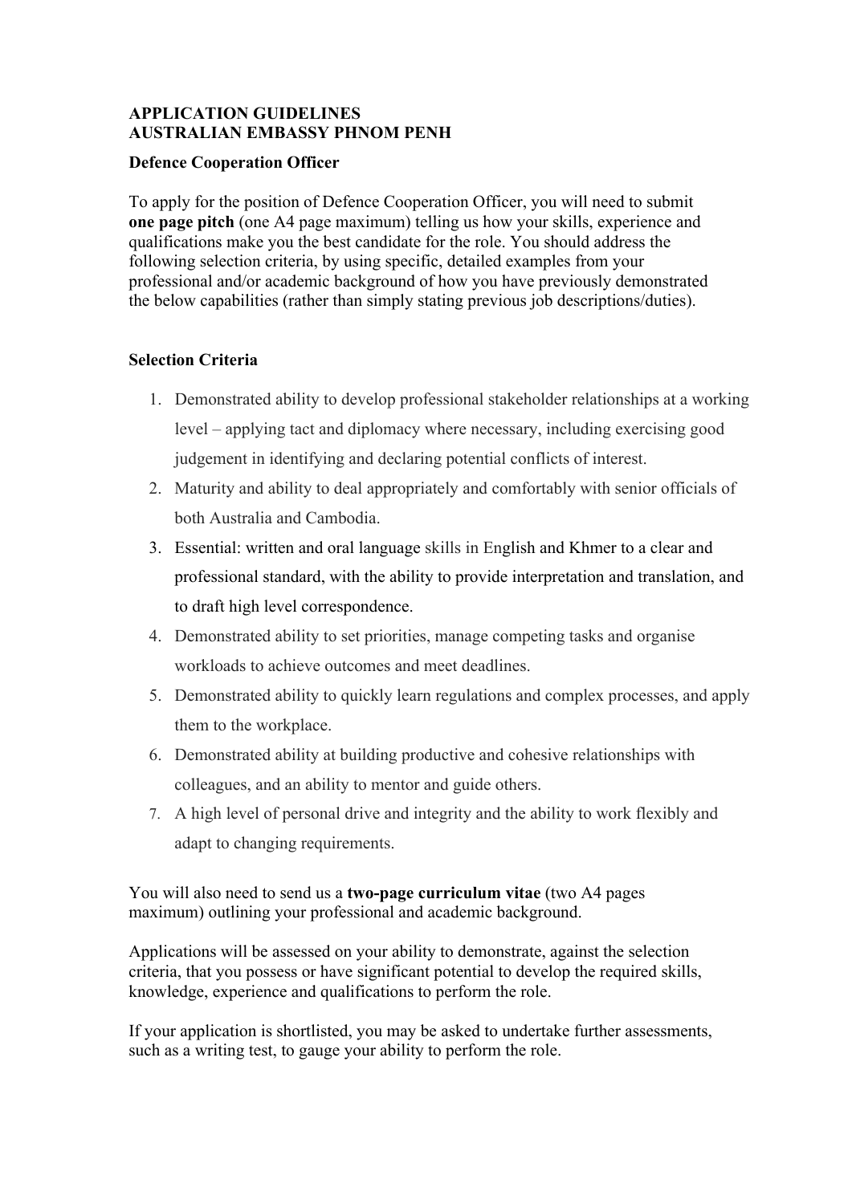**APPLICATION GUIDELINES**
**AUSTRALIAN EMBASSY PHNOM PENH**

**Defence Cooperation Officer**

To apply for the position of Defence Cooperation Officer, you will need to submit **one page pitch** (one A4 page maximum) telling us how your skills, experience and qualifications make you the best candidate for the role. You should address the following selection criteria, by using specific, detailed examples from your professional and/or academic background of how you have previously demonstrated the below capabilities (rather than simply stating previous job descriptions/duties).

**Selection Criteria**

1. Demonstrated ability to develop professional stakeholder relationships at a working level – applying tact and diplomacy where necessary, including exercising good judgement in identifying and declaring potential conflicts of interest.
2. Maturity and ability to deal appropriately and comfortably with senior officials of both Australia and Cambodia.
3. Essential: written and oral language skills in English and Khmer to a clear and professional standard, with the ability to provide interpretation and translation, and to draft high level correspondence.
4. Demonstrated ability to set priorities, manage competing tasks and organise workloads to achieve outcomes and meet deadlines.
5. Demonstrated ability to quickly learn regulations and complex processes, and apply them to the workplace.
6. Demonstrated ability at building productive and cohesive relationships with colleagues, and an ability to mentor and guide others.
7. A high level of personal drive and integrity and the ability to work flexibly and adapt to changing requirements.

You will also need to send us a **two-page curriculum vitae** (two A4 pages maximum) outlining your professional and academic background.

Applications will be assessed on your ability to demonstrate, against the selection criteria, that you possess or have significant potential to develop the required skills, knowledge, experience and qualifications to perform the role.

If your application is shortlisted, you may be asked to undertake further assessments, such as a writing test, to gauge your ability to perform the role.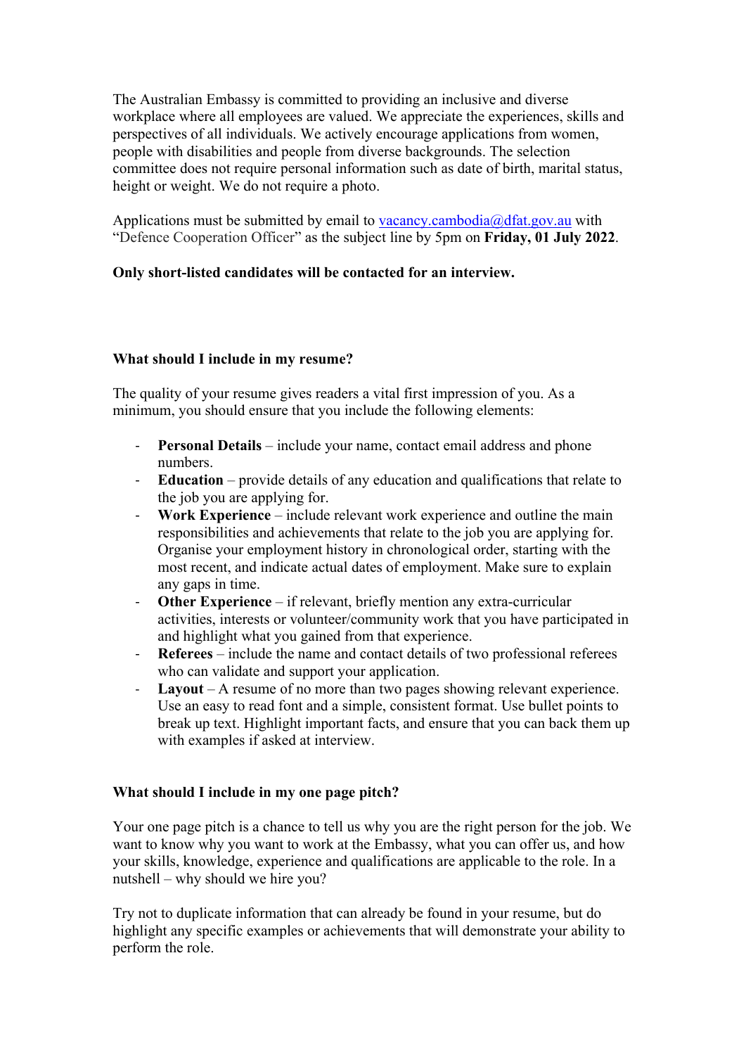The Australian Embassy is committed to providing an inclusive and diverse workplace where all employees are valued. We appreciate the experiences, skills and perspectives of all individuals. We actively encourage applications from women, people with disabilities and people from diverse backgrounds. The selection committee does not require personal information such as date of birth, marital status, height or weight. We do not require a photo.

Applications must be submitted by email to vacancy.cambodia@dfat.gov.au with "Defence Cooperation Officer" as the subject line by 5pm on **Friday, 01 July 2022**.

**Only short-listed candidates will be contacted for an interview.**

### What should I include in my resume?

The quality of your resume gives readers a vital first impression of you. As a minimum, you should ensure that you include the following elements:

- **Personal Details** – include your name, contact email address and phone numbers.
- **Education** – provide details of any education and qualifications that relate to the job you are applying for.
- **Work Experience** – include relevant work experience and outline the main responsibilities and achievements that relate to the job you are applying for. Organise your employment history in chronological order, starting with the most recent, and indicate actual dates of employment. Make sure to explain any gaps in time.
- **Other Experience** – if relevant, briefly mention any extra-curricular activities, interests or volunteer/community work that you have participated in and highlight what you gained from that experience.
- **Referees** – include the name and contact details of two professional referees who can validate and support your application.
- **Layout** – A resume of no more than two pages showing relevant experience. Use an easy to read font and a simple, consistent format. Use bullet points to break up text. Highlight important facts, and ensure that you can back them up with examples if asked at interview.

### What should I include in my one page pitch?

Your one page pitch is a chance to tell us why you are the right person for the job. We want to know why you want to work at the Embassy, what you can offer us, and how your skills, knowledge, experience and qualifications are applicable to the role. In a nutshell – why should we hire you?

Try not to duplicate information that can already be found in your resume, but do highlight any specific examples or achievements that will demonstrate your ability to perform the role.